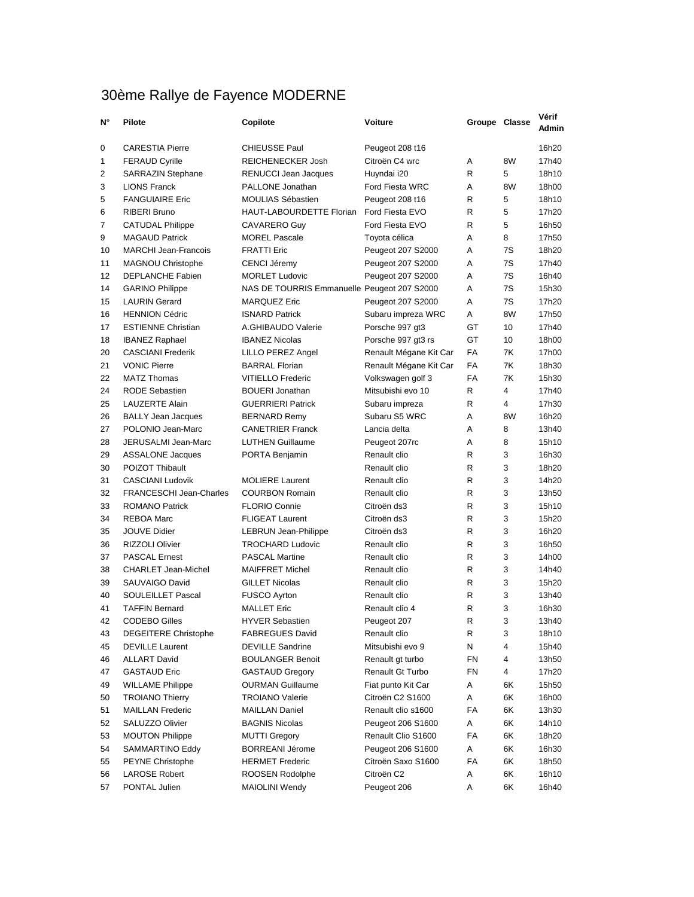# 30ème Rallye de Fayence MODERNE

| N° | Pilote | Copilote | Voiture | Groupe | Classe | Vérif Admin |
|---|---|---|---|---|---|---|
| 0 | CARESTIA Pierre | CHIEUSSE Paul | Peugeot 208 t16 | | | 16h20 |
| 1 | FERAUD Cyrille | REICHENECKER Josh | Citroën C4 wrc | A | 8W | 17h40 |
| 2 | SARRAZIN Stephane | RENUCCI Jean Jacques | Huyndai i20 | R | 5 | 18h10 |
| 3 | LIONS Franck | PALLONE Jonathan | Ford Fiesta WRC | A | 8W | 18h00 |
| 5 | FANGUIAIRE Eric | MOULIAS Sébastien | Peugeot 208 t16 | R | 5 | 18h10 |
| 6 | RIBERI Bruno | HAUT-LABOURDETTE Florian | Ford Fiesta EVO | R | 5 | 17h20 |
| 7 | CATUDAL Philippe | CAVARERO Guy | Ford Fiesta EVO | R | 5 | 16h50 |
| 9 | MAGAUD Patrick | MOREL Pascale | Toyota célica | A | 8 | 17h50 |
| 10 | MARCHI Jean-Francois | FRATTI Eric | Peugeot 207 S2000 | A | 7S | 18h20 |
| 11 | MAGNOU Christophe | CENCI Jéremy | Peugeot 207 S2000 | A | 7S | 17h40 |
| 12 | DEPLANCHE Fabien | MORLET Ludovic | Peugeot 207 S2000 | A | 7S | 16h40 |
| 14 | GARINO Philippe | NAS DE TOURRIS Emmanuelle | Peugeot 207 S2000 | A | 7S | 15h30 |
| 15 | LAURIN Gerard | MARQUEZ Eric | Peugeot 207 S2000 | A | 7S | 17h20 |
| 16 | HENNION Cédric | ISNARD Patrick | Subaru impreza WRC | A | 8W | 17h50 |
| 17 | ESTIENNE Christian | A.GHIBAUDO Valerie | Porsche 997 gt3 | GT | 10 | 17h40 |
| 18 | IBANEZ Raphael | IBANEZ Nicolas | Porsche 997 gt3 rs | GT | 10 | 18h00 |
| 20 | CASCIANI Frederik | LILLO PEREZ Angel | Renault Mégane Kit Car | FA | 7K | 17h00 |
| 21 | VONIC Pierre | BARRAL Florian | Renault Mégane Kit Car | FA | 7K | 18h30 |
| 22 | MATZ Thomas | VITIELLO Frederic | Volkswagen golf 3 | FA | 7K | 15h30 |
| 24 | RODE Sebastien | BOUERI Jonathan | Mitsubishi evo 10 | R | 4 | 17h40 |
| 25 | LAUZERTE Alain | GUERRIERI Patrick | Subaru impreza | R | 4 | 17h30 |
| 26 | BALLY Jean Jacques | BERNARD Remy | Subaru S5 WRC | A | 8W | 16h20 |
| 27 | POLONIO Jean-Marc | CANETRIER Franck | Lancia delta | A | 8 | 13h40 |
| 28 | JERUSALMI Jean-Marc | LUTHEN Guillaume | Peugeot 207rc | A | 8 | 15h10 |
| 29 | ASSALONE Jacques | PORTA Benjamin | Renault clio | R | 3 | 16h30 |
| 30 | POIZOT Thibault | | Renault clio | R | 3 | 18h20 |
| 31 | CASCIANI Ludovik | MOLIERE Laurent | Renault clio | R | 3 | 14h20 |
| 32 | FRANCESCHI Jean-Charles | COURBON Romain | Renault clio | R | 3 | 13h50 |
| 33 | ROMANO Patrick | FLORIO Connie | Citroën ds3 | R | 3 | 15h10 |
| 34 | REBOA Marc | FLIGEAT Laurent | Citroën ds3 | R | 3 | 15h20 |
| 35 | JOUVE Didier | LEBRUN Jean-Philippe | Citroën ds3 | R | 3 | 16h20 |
| 36 | RIZZOLI Olivier | TROCHARD Ludovic | Renault clio | R | 3 | 16h50 |
| 37 | PASCAL Ernest | PASCAL Martine | Renault clio | R | 3 | 14h00 |
| 38 | CHARLET Jean-Michel | MAIFFRET Michel | Renault clio | R | 3 | 14h40 |
| 39 | SAUVAIGO David | GILLET Nicolas | Renault clio | R | 3 | 15h20 |
| 40 | SOULEILLET Pascal | FUSCO Ayrton | Renault clio | R | 3 | 13h40 |
| 41 | TAFFIN Bernard | MALLET Eric | Renault clio 4 | R | 3 | 16h30 |
| 42 | CODEBO Gilles | HYVER Sebastien | Peugeot 207 | R | 3 | 13h40 |
| 43 | DEGEITERE Christophe | FABREGUES David | Renault clio | R | 3 | 18h10 |
| 45 | DEVILLE Laurent | DEVILLE Sandrine | Mitsubishi evo 9 | N | 4 | 15h40 |
| 46 | ALLART David | BOULANGER Benoit | Renault gt turbo | FN | 4 | 13h50 |
| 47 | GASTAUD Eric | GASTAUD Gregory | Renault Gt Turbo | FN | 4 | 17h20 |
| 49 | WILLAME Philippe | OURMAN Guillaume | Fiat punto Kit Car | A | 6K | 15h50 |
| 50 | TROIANO Thierry | TROIANO Valerie | Citroën C2 S1600 | A | 6K | 16h00 |
| 51 | MAILLAN Frederic | MAILLAN Daniel | Renault clio s1600 | FA | 6K | 13h30 |
| 52 | SALUZZO Olivier | BAGNIS Nicolas | Peugeot 206 S1600 | A | 6K | 14h10 |
| 53 | MOUTON Philippe | MUTTI Gregory | Renault Clio S1600 | FA | 6K | 18h20 |
| 54 | SAMMARTINO Eddy | BORREANI Jérome | Peugeot 206 S1600 | A | 6K | 16h30 |
| 55 | PEYNE Christophe | HERMET Frederic | Citroën Saxo S1600 | FA | 6K | 18h50 |
| 56 | LAROSE Robert | ROOSEN Rodolphe | Citroën C2 | A | 6K | 16h10 |
| 57 | PONTAL Julien | MAIOLINI Wendy | Peugeot 206 | A | 6K | 16h40 |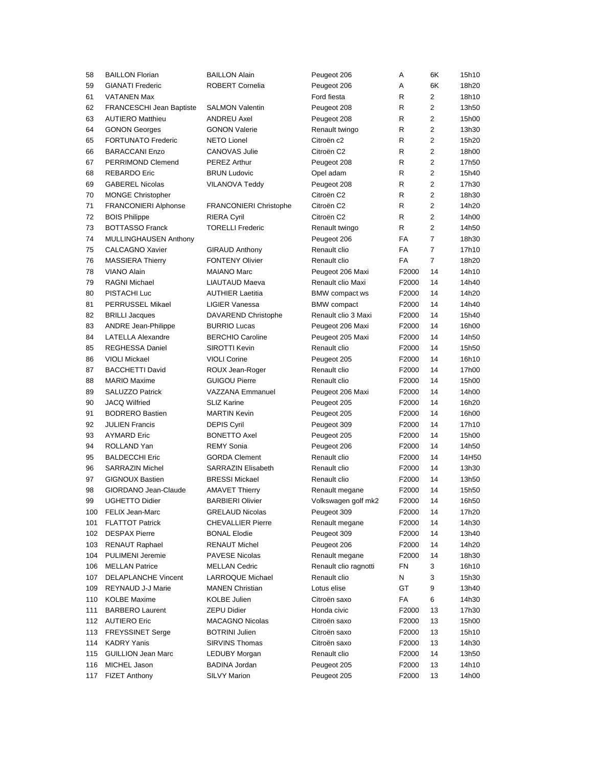| 58 | BAILLON Florian | BAILLON Alain | Peugeot 206 | A | 6K | 15h10 |
|---|---|---|---|---|---|---|
| 59 | GIANATI Frederic | ROBERT Cornelia | Peugeot 206 | A | 6K | 18h20 |
| 61 | VATANEN Max | | Ford fiesta | R | 2 | 18h10 |
| 62 | FRANCESCHI Jean Baptiste | SALMON Valentin | Peugeot 208 | R | 2 | 13h50 |
| 63 | AUTIERO Matthieu | ANDREU Axel | Peugeot 208 | R | 2 | 15h00 |
| 64 | GONON Georges | GONON Valerie | Renault twingo | R | 2 | 13h30 |
| 65 | FORTUNATO Frederic | NETO Lionel | Citroën c2 | R | 2 | 15h20 |
| 66 | BARACCANI Enzo | CANOVAS Julie | Citroën C2 | R | 2 | 18h00 |
| 67 | PERRIMOND Clemend | PEREZ Arthur | Peugeot 208 | R | 2 | 17h50 |
| 68 | REBARDO Eric | BRUN Ludovic | Opel adam | R | 2 | 15h40 |
| 69 | GABEREL Nicolas | VILANOVA Teddy | Peugeot 208 | R | 2 | 17h30 |
| 70 | MONGE Christopher | | Citroën C2 | R | 2 | 18h30 |
| 71 | FRANCONIERI Alphonse | FRANCONIERI Christophe | Citroën C2 | R | 2 | 14h20 |
| 72 | BOIS Philippe | RIERA Cyril | Citroën C2 | R | 2 | 14h00 |
| 73 | BOTTASSO Franck | TORELLI Frederic | Renault twingo | R | 2 | 14h50 |
| 74 | MULLINGHAUSEN Anthony | | Peugeot 206 | FA | 7 | 18h30 |
| 75 | CALCAGNO Xavier | GIRAUD Anthony | Renault clio | FA | 7 | 17h10 |
| 76 | MASSIERA Thierry | FONTENY Olivier | Renault clio | FA | 7 | 18h20 |
| 78 | VIANO Alain | MAIANO Marc | Peugeot 206 Maxi | F2000 | 14 | 14h10 |
| 79 | RAGNI Michael | LIAUTAUD Maeva | Renault clio Maxi | F2000 | 14 | 14h40 |
| 80 | PISTACHI Luc | AUTHIER Laetitia | BMW compact ws | F2000 | 14 | 14h20 |
| 81 | PERRUSSEL Mikael | LIGIER Vanessa | BMW compact | F2000 | 14 | 14h40 |
| 82 | BRILLI Jacques | DAVAREND Christophe | Renault clio 3 Maxi | F2000 | 14 | 15h40 |
| 83 | ANDRE Jean-Philippe | BURRIO Lucas | Peugeot 206 Maxi | F2000 | 14 | 16h00 |
| 84 | LATELLA Alexandre | BERCHIO Caroline | Peugeot 205 Maxi | F2000 | 14 | 14h50 |
| 85 | REGHESSA Daniel | SIROTTI Kevin | Renault clio | F2000 | 14 | 15h50 |
| 86 | VIOLI Mickael | VIOLI Corine | Peugeot 205 | F2000 | 14 | 16h10 |
| 87 | BACCHETTI David | ROUX Jean-Roger | Renault clio | F2000 | 14 | 17h00 |
| 88 | MARIO Maxime | GUIGOU Pierre | Renault clio | F2000 | 14 | 15h00 |
| 89 | SALUZZO Patrick | VAZZANA Emmanuel | Peugeot 206 Maxi | F2000 | 14 | 14h00 |
| 90 | JACQ Wilfried | SLIZ Karine | Peugeot 205 | F2000 | 14 | 16h20 |
| 91 | BODRERO Bastien | MARTIN Kevin | Peugeot 205 | F2000 | 14 | 16h00 |
| 92 | JULIEN Francis | DEPIS Cyril | Peugeot 309 | F2000 | 14 | 17h10 |
| 93 | AYMARD Eric | BONETTO Axel | Peugeot 205 | F2000 | 14 | 15h00 |
| 94 | ROLLAND Yan | REMY Sonia | Peugeot 206 | F2000 | 14 | 14h50 |
| 95 | BALDECCHI Eric | GORDA Clement | Renault clio | F2000 | 14 | 14H50 |
| 96 | SARRAZIN Michel | SARRAZIN Elisabeth | Renault clio | F2000 | 14 | 13h30 |
| 97 | GIGNOUX Bastien | BRESSI Mickael | Renault clio | F2000 | 14 | 13h50 |
| 98 | GIORDANO Jean-Claude | AMAVET Thierry | Renault megane | F2000 | 14 | 15h50 |
| 99 | UGHETTO Didier | BARBIERI Olivier | Volkswagen golf mk2 | F2000 | 14 | 16h50 |
| 100 | FELIX Jean-Marc | GRELAUD Nicolas | Peugeot 309 | F2000 | 14 | 17h20 |
| 101 | FLATTOT Patrick | CHEVALLIER Pierre | Renault megane | F2000 | 14 | 14h30 |
| 102 | DESPAX Pierre | BONAL Elodie | Peugeot 309 | F2000 | 14 | 13h40 |
| 103 | RENAUT Raphael | RENAUT Michel | Peugeot 206 | F2000 | 14 | 14h20 |
| 104 | PULIMENI Jeremie | PAVESE Nicolas | Renault megane | F2000 | 14 | 18h30 |
| 106 | MELLAN Patrice | MELLAN Cedric | Renault clio ragnotti | FN | 3 | 16h10 |
| 107 | DELAPLANCHE Vincent | LARROQUE Michael | Renault clio | N | 3 | 15h30 |
| 109 | REYNAUD J-J Marie | MANEN Christian | Lotus elise | GT | 9 | 13h40 |
| 110 | KOLBE Maxime | KOLBE Julien | Citroën saxo | FA | 6 | 14h30 |
| 111 | BARBERO Laurent | ZEPU Didier | Honda civic | F2000 | 13 | 17h30 |
| 112 | AUTIERO Eric | MACAGNO Nicolas | Citroën saxo | F2000 | 13 | 15h00 |
| 113 | FREYSSINET Serge | BOTRINI Julien | Citroën saxo | F2000 | 13 | 15h10 |
| 114 | KADRY Yanis | SIRVINS Thomas | Citroën saxo | F2000 | 13 | 14h30 |
| 115 | GUILLION Jean Marc | LEDUBY Morgan | Renault clio | F2000 | 14 | 13h50 |
| 116 | MICHEL Jason | BADINA Jordan | Peugeot 205 | F2000 | 13 | 14h10 |
| 117 | FIZET Anthony | SILVY Marion | Peugeot 205 | F2000 | 13 | 14h00 |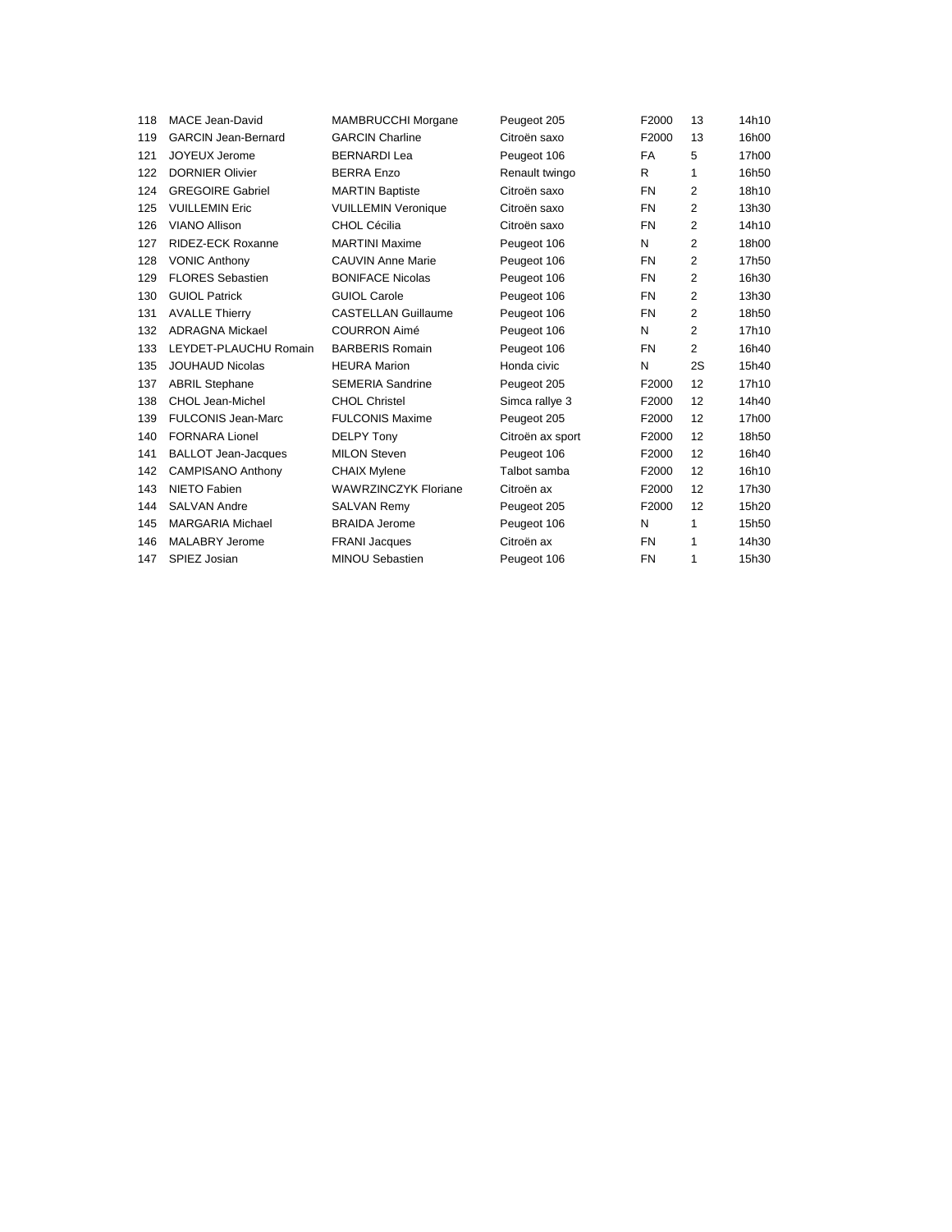| | | | | | | |
|---|---|---|---|---|---|---|
| 118 | MACE Jean-David | MAMBRUCCHI Morgane | Peugeot 205 | F2000 | 13 | 14h10 |
| 119 | GARCIN Jean-Bernard | GARCIN Charline | Citroën saxo | F2000 | 13 | 16h00 |
| 121 | JOYEUX Jerome | BERNARDI Lea | Peugeot 106 | FA | 5 | 17h00 |
| 122 | DORNIER Olivier | BERRA Enzo | Renault twingo | R | 1 | 16h50 |
| 124 | GREGOIRE Gabriel | MARTIN Baptiste | Citroën saxo | FN | 2 | 18h10 |
| 125 | VUILLEMIN Eric | VUILLEMIN Veronique | Citroën saxo | FN | 2 | 13h30 |
| 126 | VIANO Allison | CHOL Cécilia | Citroën saxo | FN | 2 | 14h10 |
| 127 | RIDEZ-ECK Roxanne | MARTINI Maxime | Peugeot 106 | N | 2 | 18h00 |
| 128 | VONIC Anthony | CAUVIN Anne Marie | Peugeot 106 | FN | 2 | 17h50 |
| 129 | FLORES Sebastien | BONIFACE Nicolas | Peugeot 106 | FN | 2 | 16h30 |
| 130 | GUIOL Patrick | GUIOL Carole | Peugeot 106 | FN | 2 | 13h30 |
| 131 | AVALLE Thierry | CASTELLAN Guillaume | Peugeot 106 | FN | 2 | 18h50 |
| 132 | ADRAGNA Mickael | COURRON Aimé | Peugeot 106 | N | 2 | 17h10 |
| 133 | LEYDET-PLAUCHU Romain | BARBERIS Romain | Peugeot 106 | FN | 2 | 16h40 |
| 135 | JOUHAUD Nicolas | HEURA Marion | Honda civic | N | 2S | 15h40 |
| 137 | ABRIL Stephane | SEMERIA Sandrine | Peugeot 205 | F2000 | 12 | 17h10 |
| 138 | CHOL Jean-Michel | CHOL Christel | Simca rallye 3 | F2000 | 12 | 14h40 |
| 139 | FULCONIS Jean-Marc | FULCONIS Maxime | Peugeot 205 | F2000 | 12 | 17h00 |
| 140 | FORNARA Lionel | DELPY Tony | Citroën ax sport | F2000 | 12 | 18h50 |
| 141 | BALLOT Jean-Jacques | MILON Steven | Peugeot 106 | F2000 | 12 | 16h40 |
| 142 | CAMPISANO Anthony | CHAIX Mylene | Talbot samba | F2000 | 12 | 16h10 |
| 143 | NIETO Fabien | WAWRZINCZYK Floriane | Citroën ax | F2000 | 12 | 17h30 |
| 144 | SALVAN Andre | SALVAN Remy | Peugeot 205 | F2000 | 12 | 15h20 |
| 145 | MARGARIA Michael | BRAIDA Jerome | Peugeot 106 | N | 1 | 15h50 |
| 146 | MALABRY Jerome | FRANI Jacques | Citroën ax | FN | 1 | 14h30 |
| 147 | SPIEZ Josian | MINOU Sebastien | Peugeot 106 | FN | 1 | 15h30 |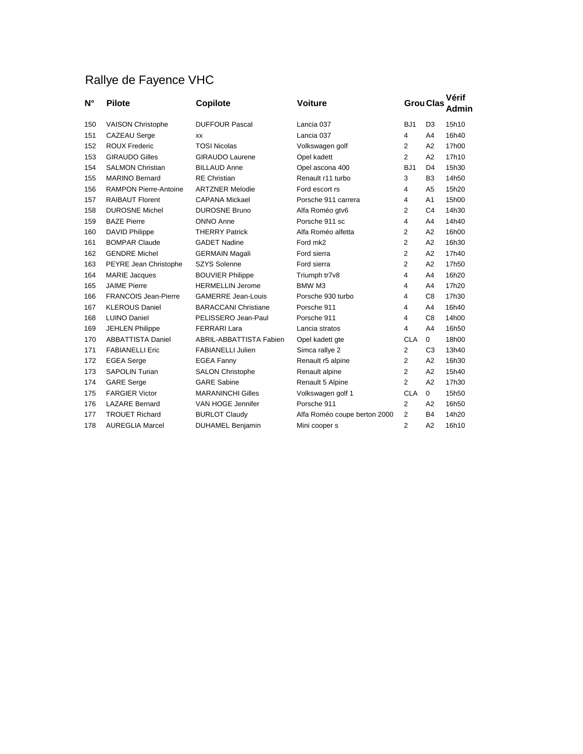# Rallye de Fayence VHC

| N° | Pilote | Copilote | Voiture | Grou | Clas | Vérif Admin |
|---|---|---|---|---|---|---|
| 150 | VAISON Christophe | DUFFOUR Pascal | Lancia 037 | BJ1 | D3 | 15h10 |
| 151 | CAZEAU Serge | xx | Lancia 037 | 4 | A4 | 16h40 |
| 152 | ROUX Frederic | TOSI Nicolas | Volkswagen golf | 2 | A2 | 17h00 |
| 153 | GIRAUDO Gilles | GIRAUDO Laurene | Opel kadett | 2 | A2 | 17h10 |
| 154 | SALMON Christian | BILLAUD Anne | Opel ascona 400 | BJ1 | D4 | 15h30 |
| 155 | MARINO Bernard | RE Christian | Renault r11 turbo | 3 | B3 | 14h50 |
| 156 | RAMPON Pierre-Antoine | ARTZNER Melodie | Ford escort rs | 4 | A5 | 15h20 |
| 157 | RAIBAUT Florent | CAPANA Mickael | Porsche 911 carrera | 4 | A1 | 15h00 |
| 158 | DUROSNE Michel | DUROSNE Bruno | Alfa Roméo gtv6 | 2 | C4 | 14h30 |
| 159 | BAZE Pierre | ONNO Anne | Porsche 911 sc | 4 | A4 | 14h40 |
| 160 | DAVID Philippe | THERRY Patrick | Alfa Roméo alfetta | 2 | A2 | 16h00 |
| 161 | BOMPAR Claude | GADET Nadine | Ford mk2 | 2 | A2 | 16h30 |
| 162 | GENDRE Michel | GERMAIN Magali | Ford sierra | 2 | A2 | 17h40 |
| 163 | PEYRE Jean Christophe | SZYS Solenne | Ford sierra | 2 | A2 | 17h50 |
| 164 | MARIE Jacques | BOUVIER Philippe | Triumph tr7v8 | 4 | A4 | 16h20 |
| 165 | JAIME Pierre | HERMELLIN Jerome | BMW M3 | 4 | A4 | 17h20 |
| 166 | FRANCOIS Jean-Pierre | GAMERRE Jean-Louis | Porsche 930 turbo | 4 | C8 | 17h30 |
| 167 | KLEROUS Daniel | BARACCANI Christiane | Porsche 911 | 4 | A4 | 16h40 |
| 168 | LUINO Daniel | PELISSERO Jean-Paul | Porsche 911 | 4 | C8 | 14h00 |
| 169 | JEHLEN Philippe | FERRARI Lara | Lancia stratos | 4 | A4 | 16h50 |
| 170 | ABBATTISTA Daniel | ABRIL-ABBATTISTA Fabien | Opel kadett gte | CLA | 0 | 18h00 |
| 171 | FABIANELLI Eric | FABIANELLI Julien | Simca rallye 2 | 2 | C3 | 13h40 |
| 172 | EGEA Serge | EGEA Fanny | Renault r5 alpine | 2 | A2 | 16h30 |
| 173 | SAPOLIN Turian | SALON Christophe | Renault alpine | 2 | A2 | 15h40 |
| 174 | GARE Serge | GARE Sabine | Renault 5 Alpine | 2 | A2 | 17h30 |
| 175 | FARGIER Victor | MARANINCHI Gilles | Volkswagen golf 1 | CLA | 0 | 15h50 |
| 176 | LAZARE Bernard | VAN HOGE Jennifer | Porsche 911 | 2 | A2 | 16h50 |
| 177 | TROUET Richard | BURLOT Claudy | Alfa Roméo coupe berton 2000 | 2 | B4 | 14h20 |
| 178 | AUREGLIA Marcel | DUHAMEL Benjamin | Mini cooper s | 2 | A2 | 16h10 |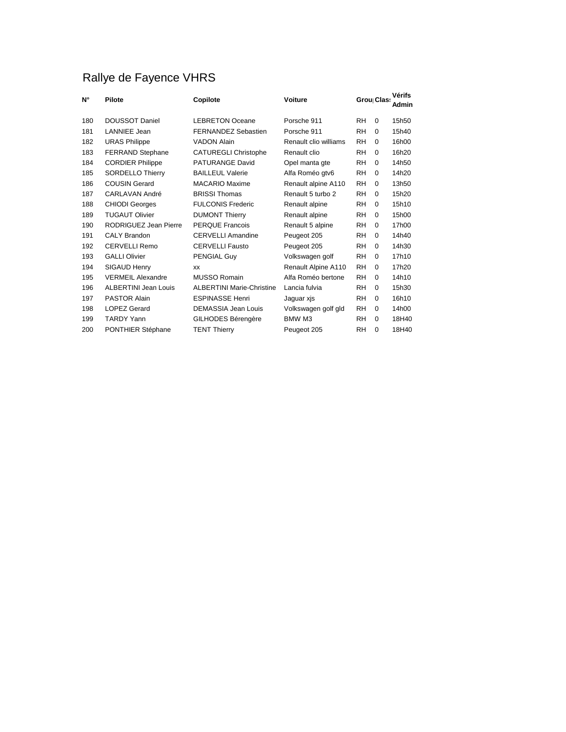# Rallye de Fayence VHRS

| N° | Pilote | Copilote | Voiture | Grou | Class | Vérifs Admin |
|---|---|---|---|---|---|---|
| 180 | DOUSSOT Daniel | LEBRETON Oceane | Porsche 911 | RH | 0 | 15h50 |
| 181 | LANNIEE Jean | FERNANDEZ Sebastien | Porsche 911 | RH | 0 | 15h40 |
| 182 | URAS Philippe | VADON Alain | Renault clio williams | RH | 0 | 16h00 |
| 183 | FERRAND Stephane | CATUREGLI Christophe | Renault clio | RH | 0 | 16h20 |
| 184 | CORDIER Philippe | PATURANGE David | Opel manta gte | RH | 0 | 14h50 |
| 185 | SORDELLO Thierry | BAILLEUL Valerie | Alfa Roméo gtv6 | RH | 0 | 14h20 |
| 186 | COUSIN Gerard | MACARIO Maxime | Renault alpine A110 | RH | 0 | 13h50 |
| 187 | CARLAVAN André | BRISSI Thomas | Renault 5 turbo 2 | RH | 0 | 15h20 |
| 188 | CHIODI Georges | FULCONIS Frederic | Renault alpine | RH | 0 | 15h10 |
| 189 | TUGAUT Olivier | DUMONT Thierry | Renault alpine | RH | 0 | 15h00 |
| 190 | RODRIGUEZ Jean Pierre | PERQUE Francois | Renault 5 alpine | RH | 0 | 17h00 |
| 191 | CALY Brandon | CERVELLI Amandine | Peugeot 205 | RH | 0 | 14h40 |
| 192 | CERVELLI Remo | CERVELLI Fausto | Peugeot 205 | RH | 0 | 14h30 |
| 193 | GALLI Olivier | PENGIAL Guy | Volkswagen golf | RH | 0 | 17h10 |
| 194 | SIGAUD Henry | xx | Renault Alpine A110 | RH | 0 | 17h20 |
| 195 | VERMEIL Alexandre | MUSSO Romain | Alfa Roméo bertone | RH | 0 | 14h10 |
| 196 | ALBERTINI Jean Louis | ALBERTINI Marie-Christine | Lancia fulvia | RH | 0 | 15h30 |
| 197 | PASTOR Alain | ESPINASSE Henri | Jaguar xjs | RH | 0 | 16h10 |
| 198 | LOPEZ Gerard | DEMASSIA Jean Louis | Volkswagen golf gld | RH | 0 | 14h00 |
| 199 | TARDY Yann | GILHODES Bérengère | BMW M3 | RH | 0 | 18H40 |
| 200 | PONTHIER Stéphane | TENT Thierry | Peugeot 205 | RH | 0 | 18H40 |